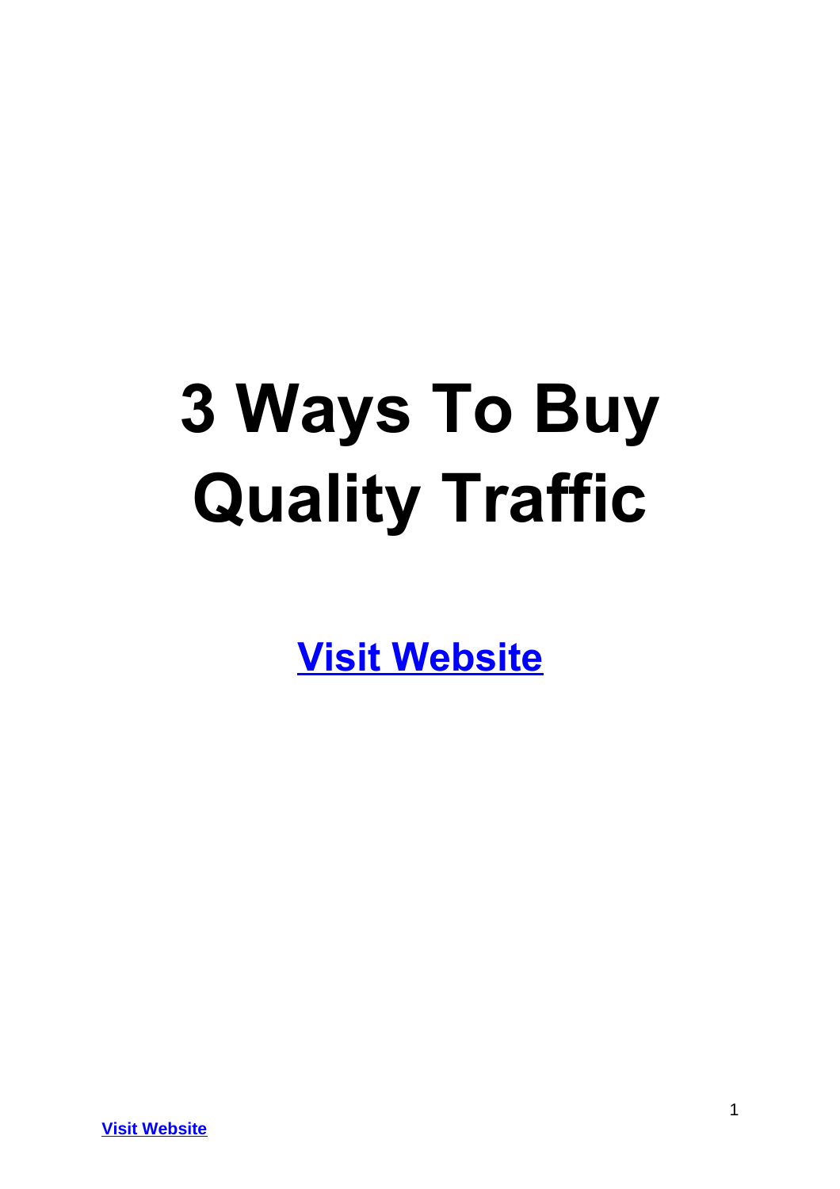# 3 Ways To Buy Quality Traffic

**[Visit Website]**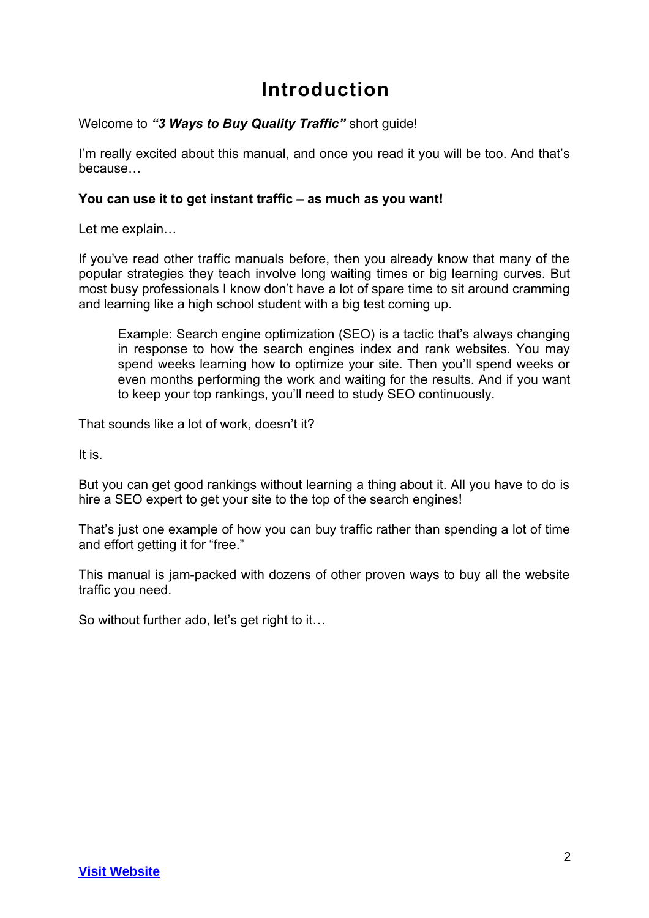# Introduction

Welcome to ***"3 Ways to Buy Quality Traffic"*** short guide!

I'm really excited about this manual, and once you read it you will be too. And that's because…

**You can use it to get instant traffic – as much as you want!**

Let me explain…

If you've read other traffic manuals before, then you already know that many of the popular strategies they teach involve long waiting times or big learning curves. But most busy professionals I know don't have a lot of spare time to sit around cramming and learning like a high school student with a big test coming up.

> <u>Example</u>: Search engine optimization (SEO) is a tactic that's always changing in response to how the search engines index and rank websites. You may spend weeks learning how to optimize your site. Then you'll spend weeks or even months performing the work and waiting for the results. And if you want to keep your top rankings, you'll need to study SEO continuously.

That sounds like a lot of work, doesn't it?

It is.

But you can get good rankings without learning a thing about it. All you have to do is hire a SEO expert to get your site to the top of the search engines!

That's just one example of how you can buy traffic rather than spending a lot of time and effort getting it for "free."

This manual is jam-packed with dozens of other proven ways to buy all the website traffic you need.

So without further ado, let's get right to it…

**Visit Website**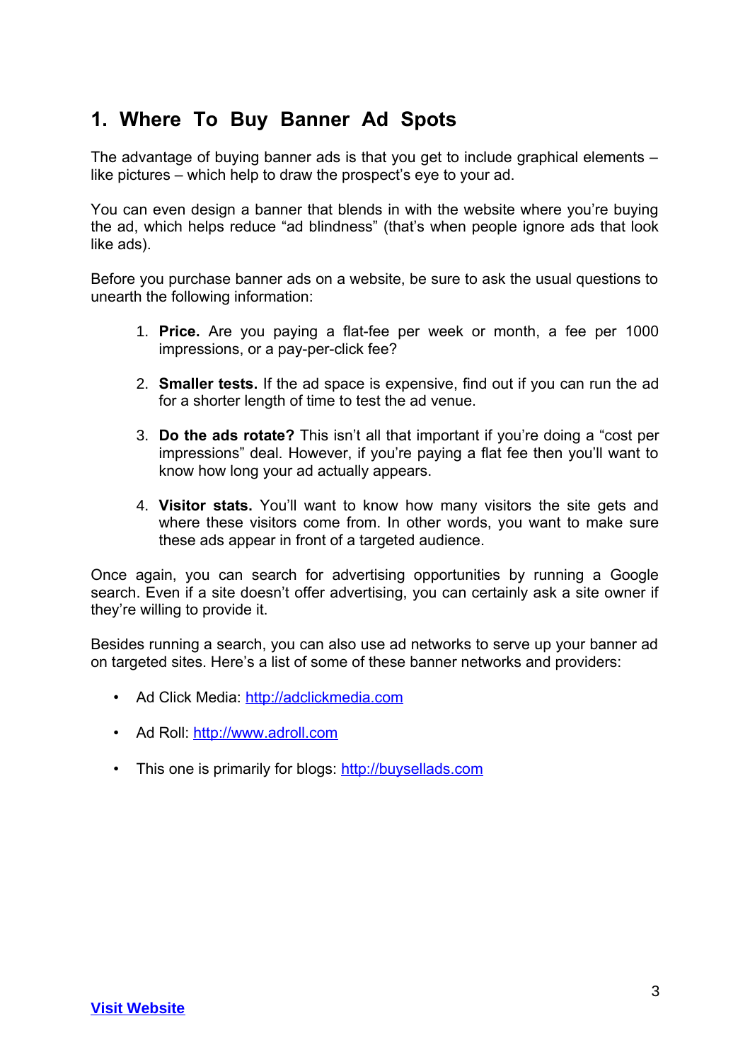## 1. Where To Buy Banner Ad Spots

The advantage of buying banner ads is that you get to include graphical elements – like pictures – which help to draw the prospect's eye to your ad.

You can even design a banner that blends in with the website where you're buying the ad, which helps reduce "ad blindness" (that's when people ignore ads that look like ads).

Before you purchase banner ads on a website, be sure to ask the usual questions to unearth the following information:

1. **Price.** Are you paying a flat-fee per week or month, a fee per 1000 impressions, or a pay-per-click fee?

2. **Smaller tests.** If the ad space is expensive, find out if you can run the ad for a shorter length of time to test the ad venue.

3. **Do the ads rotate?** This isn't all that important if you're doing a "cost per impressions" deal. However, if you're paying a flat fee then you'll want to know how long your ad actually appears.

4. **Visitor stats.** You'll want to know how many visitors the site gets and where these visitors come from. In other words, you want to make sure these ads appear in front of a targeted audience.

Once again, you can search for advertising opportunities by running a Google search. Even if a site doesn't offer advertising, you can certainly ask a site owner if they're willing to provide it.

Besides running a search, you can also use ad networks to serve up your banner ad on targeted sites. Here's a list of some of these banner networks and providers:

- Ad Click Media: [http://adclickmedia.com](http://adclickmedia.com)
- Ad Roll: [http://www.adroll.com](http://www.adroll.com)
- This one is primarily for blogs: [http://buysellads.com](http://buysellads.com)

**Visit Website**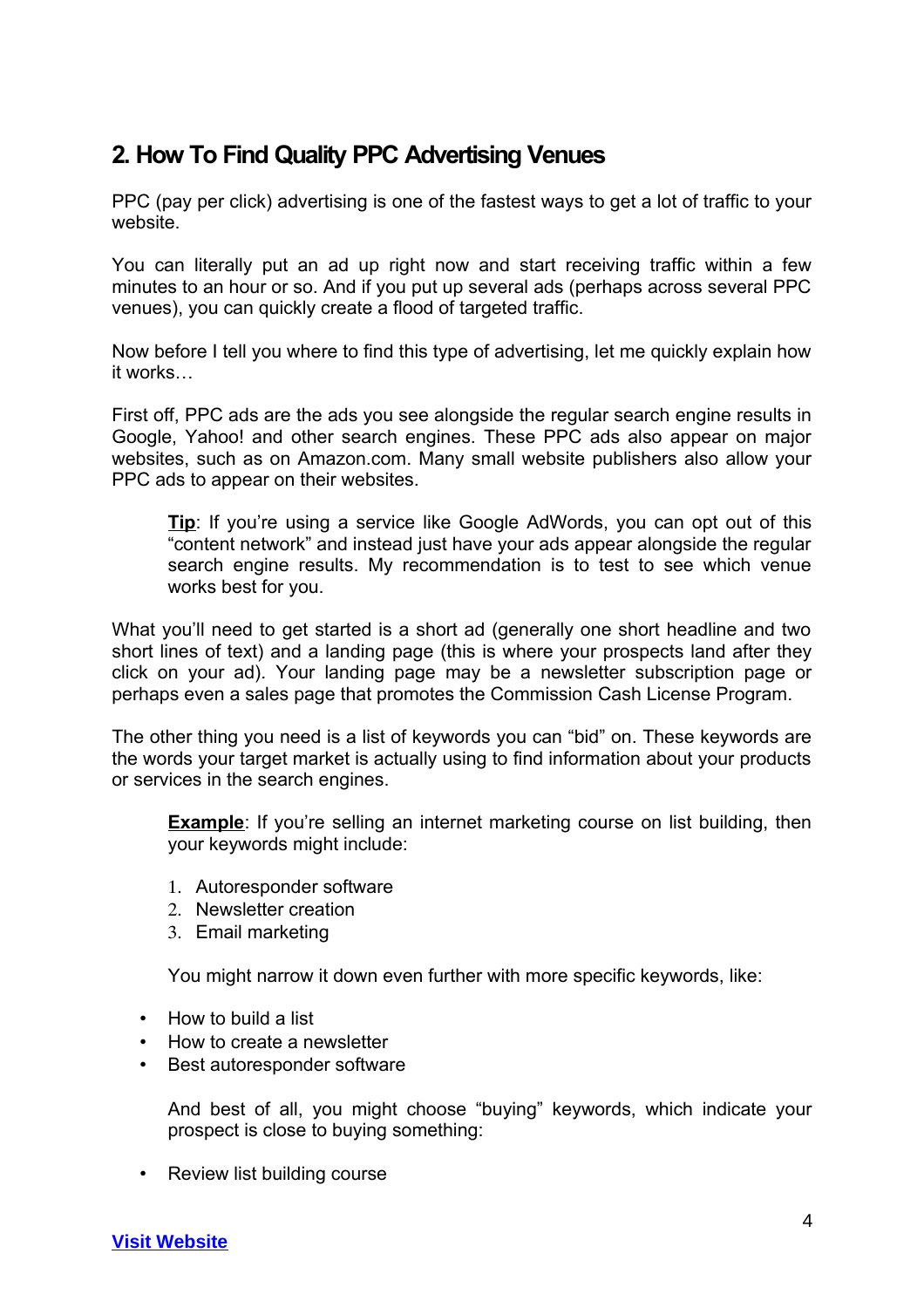## 2. How To Find Quality PPC Advertising Venues

PPC (pay per click) advertising is one of the fastest ways to get a lot of traffic to your website.

You can literally put an ad up right now and start receiving traffic within a few minutes to an hour or so. And if you put up several ads (perhaps across several PPC venues), you can quickly create a flood of targeted traffic.

Now before I tell you where to find this type of advertising, let me quickly explain how it works…

First off, PPC ads are the ads you see alongside the regular search engine results in Google, Yahoo! and other search engines. These PPC ads also appear on major websites, such as on Amazon.com. Many small website publishers also allow your PPC ads to appear on their websites.

> **Tip**: If you're using a service like Google AdWords, you can opt out of this "content network" and instead just have your ads appear alongside the regular search engine results. My recommendation is to test to see which venue works best for you.

What you'll need to get started is a short ad (generally one short headline and two short lines of text) and a landing page (this is where your prospects land after they click on your ad). Your landing page may be a newsletter subscription page or perhaps even a sales page that promotes the Commission Cash License Program.

The other thing you need is a list of keywords you can "bid" on. These keywords are the words your target market is actually using to find information about your products or services in the search engines.

> **Example**: If you're selling an internet marketing course on list building, then your keywords might include:
>
> 1. Autoresponder software
> 2. Newsletter creation
> 3. Email marketing
>
> You might narrow it down even further with more specific keywords, like:
>
> - How to build a list
> - How to create a newsletter
> - Best autoresponder software
>
> And best of all, you might choose "buying" keywords, which indicate your prospect is close to buying something:
>
> - Review list building course

[Visit Website]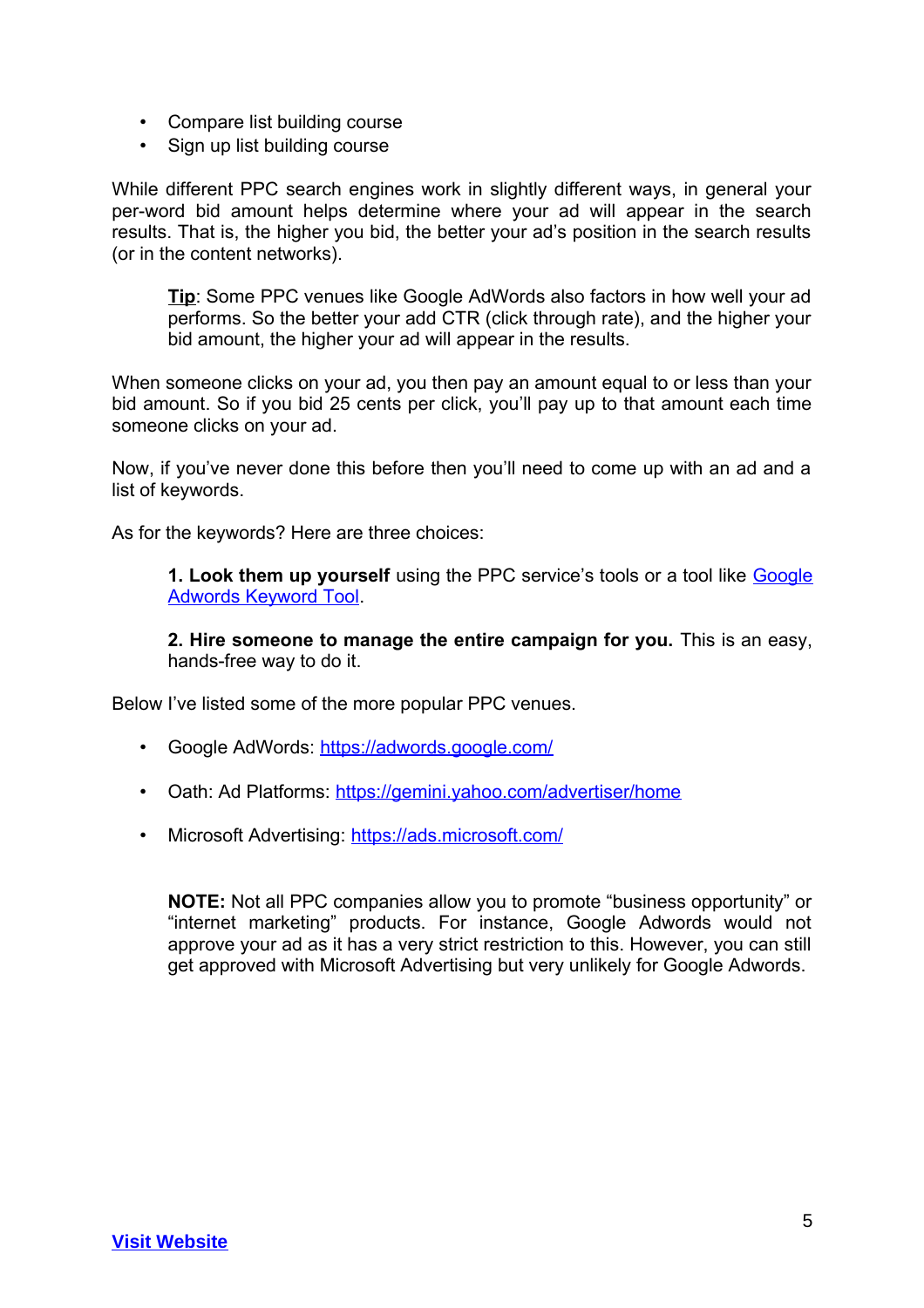- Compare list building course
- Sign up list building course

While different PPC search engines work in slightly different ways, in general your per-word bid amount helps determine where your ad will appear in the search results. That is, the higher you bid, the better your ad's position in the search results (or in the content networks).

> **Tip**: Some PPC venues like Google AdWords also factors in how well your ad performs. So the better your add CTR (click through rate), and the higher your bid amount, the higher your ad will appear in the results.

When someone clicks on your ad, you then pay an amount equal to or less than your bid amount. So if you bid 25 cents per click, you'll pay up to that amount each time someone clicks on your ad.

Now, if you've never done this before then you'll need to come up with an ad and a list of keywords.

As for the keywords? Here are three choices:

> **1. Look them up yourself** using the PPC service's tools or a tool like Google Adwords Keyword Tool.
>
> **2. Hire someone to manage the entire campaign for you.** This is an easy, hands-free way to do it.

Below I've listed some of the more popular PPC venues.

- Google AdWords: https://adwords.google.com/
- Oath: Ad Platforms: https://gemini.yahoo.com/advertiser/home
- Microsoft Advertising: https://ads.microsoft.com/

> **NOTE:** Not all PPC companies allow you to promote "business opportunity" or "internet marketing" products. For instance, Google Adwords would not approve your ad as it has a very strict restriction to this. However, you can still get approved with Microsoft Advertising but very unlikely for Google Adwords.

**Visit Website**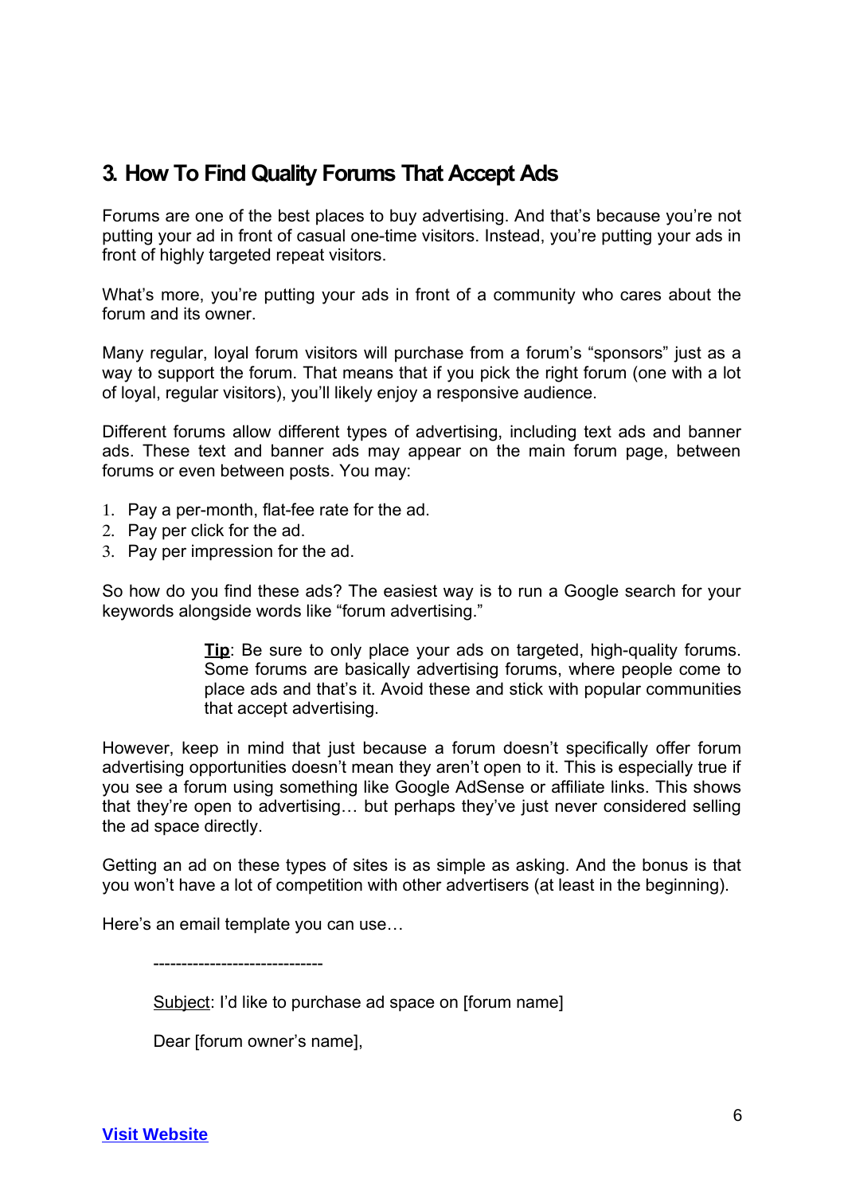## 3. How To Find Quality Forums That Accept Ads

Forums are one of the best places to buy advertising. And that's because you're not putting your ad in front of casual one-time visitors. Instead, you're putting your ads in front of highly targeted repeat visitors.

What's more, you're putting your ads in front of a community who cares about the forum and its owner.

Many regular, loyal forum visitors will purchase from a forum's "sponsors" just as a way to support the forum. That means that if you pick the right forum (one with a lot of loyal, regular visitors), you'll likely enjoy a responsive audience.

Different forums allow different types of advertising, including text ads and banner ads. These text and banner ads may appear on the main forum page, between forums or even between posts. You may:

1. Pay a per-month, flat-fee rate for the ad.
2. Pay per click for the ad.
3. Pay per impression for the ad.

So how do you find these ads? The easiest way is to run a Google search for your keywords alongside words like "forum advertising."

> **Tip**: Be sure to only place your ads on targeted, high-quality forums. Some forums are basically advertising forums, where people come to place ads and that's it. Avoid these and stick with popular communities that accept advertising.

However, keep in mind that just because a forum doesn't specifically offer forum advertising opportunities doesn't mean they aren't open to it. This is especially true if you see a forum using something like Google AdSense or affiliate links. This shows that they're open to advertising… but perhaps they've just never considered selling the ad space directly.

Getting an ad on these types of sites is as simple as asking. And the bonus is that you won't have a lot of competition with other advertisers (at least in the beginning).

Here's an email template you can use…

------------------------------

Subject: I'd like to purchase ad space on [forum name]

Dear [forum owner's name],

[Visit Website]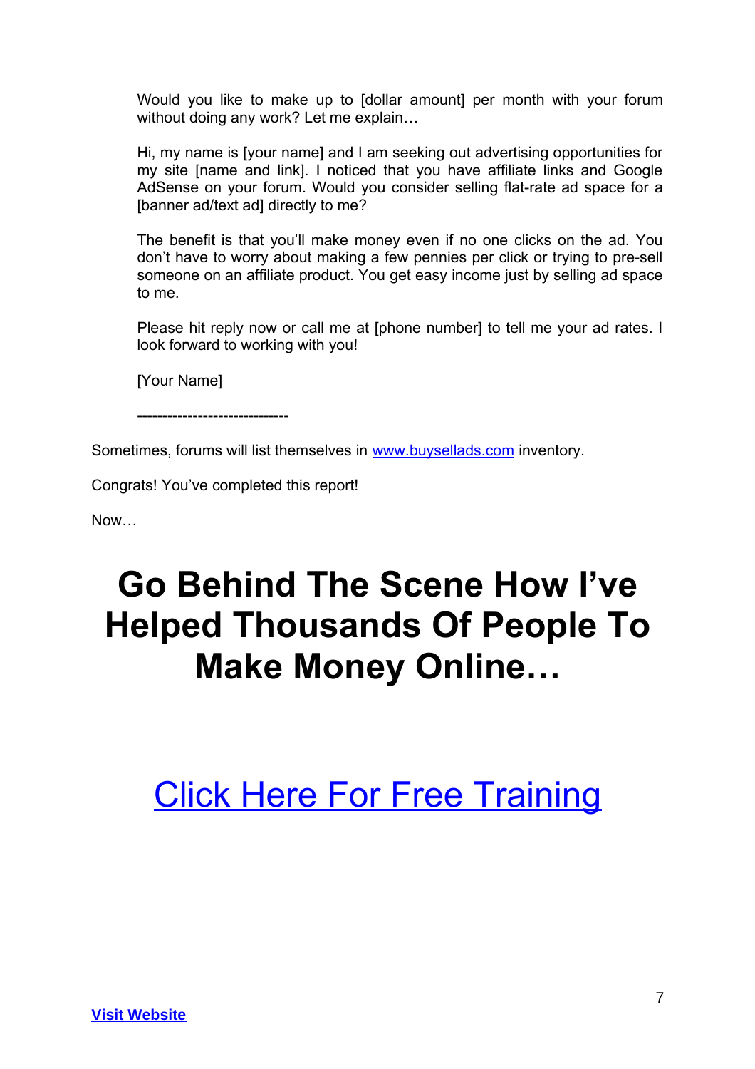Would you like to make up to [dollar amount] per month with your forum without doing any work? Let me explain…

Hi, my name is [your name] and I am seeking out advertising opportunities for my site [name and link]. I noticed that you have affiliate links and Google AdSense on your forum. Would you consider selling flat-rate ad space for a [banner ad/text ad] directly to me?

The benefit is that you'll make money even if no one clicks on the ad. You don't have to worry about making a few pennies per click or trying to pre-sell someone on an affiliate product. You get easy income just by selling ad space to me.

Please hit reply now or call me at [phone number] to tell me your ad rates. I look forward to working with you!

[Your Name]

------------------------------

Sometimes, forums will list themselves in [www.buysellads.com](http://www.buysellads.com) inventory.

Congrats! You've completed this report!

Now…

# Go Behind The Scene How I've Helped Thousands Of People To Make Money Online…

## Click Here For Free Training

**Visit Website**